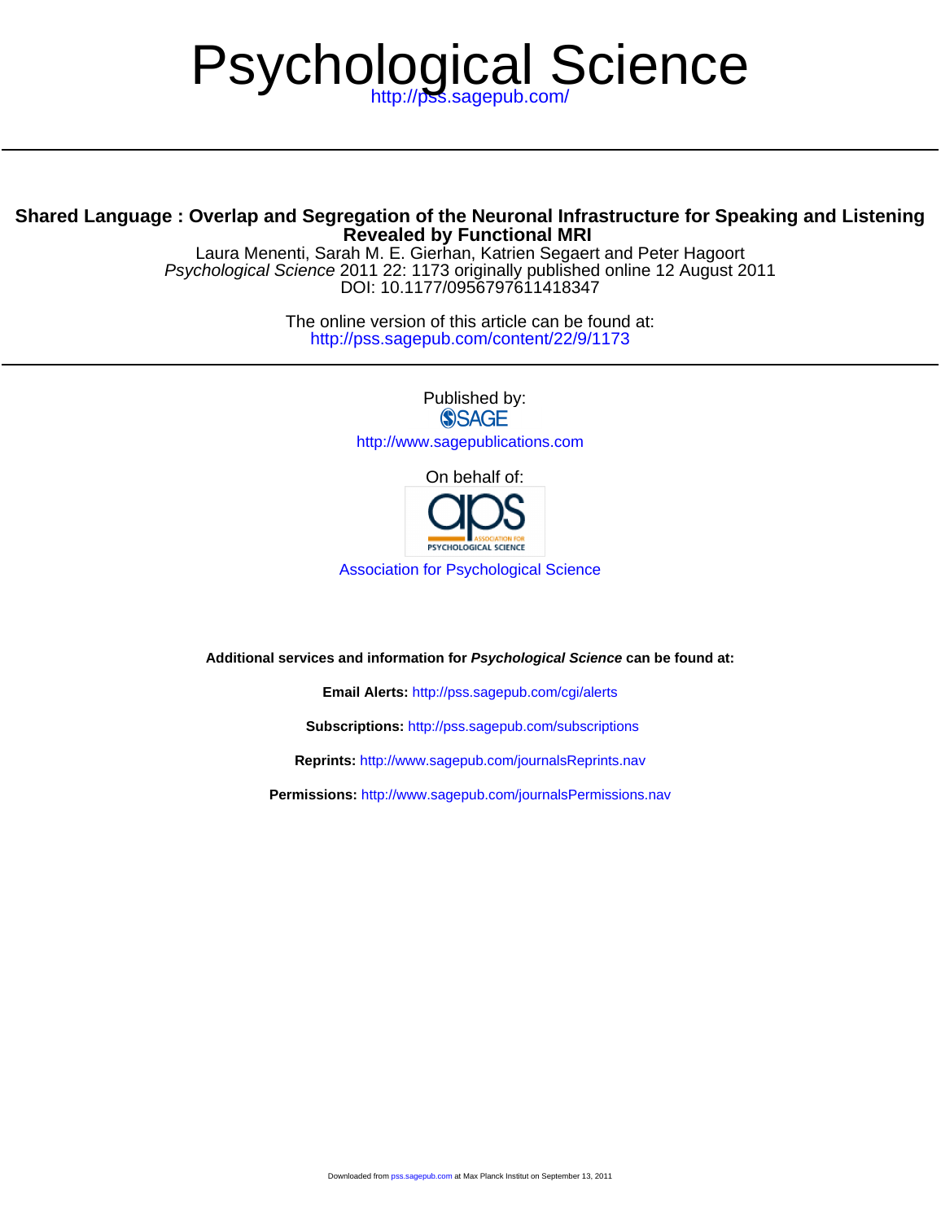# Psychological Science

http://pss.sagepub.com/

## Shared Language : Overlap and Segregation of the Neuronal Infrastructure for Speaking and Listening Revealed by Functional MRI

Laura Menenti, Sarah M. E. Gierhan, Katrien Segaert and Peter Hagoort

*Psychological Science* 2011 22: 1173 originally published online 12 August 2011

DOI: 10.1177/0956797611418347

The online version of this article can be found at:

http://pss.sagepub.com/content/22/9/1173

Published by:

SAGE

http://www.sagepublications.com

On behalf of:

aps ASSOCIATION FOR PSYCHOLOGICAL SCIENCE

Association for Psychological Science

**Additional services and information for *Psychological Science* can be found at:**

**Email Alerts:** http://pss.sagepub.com/cgi/alerts

**Subscriptions:** http://pss.sagepub.com/subscriptions

**Reprints:** http://www.sagepub.com/journalsReprints.nav

**Permissions:** http://www.sagepub.com/journalsPermissions.nav

Downloaded from pss.sagepub.com at Max Planck Institut on September 13, 2011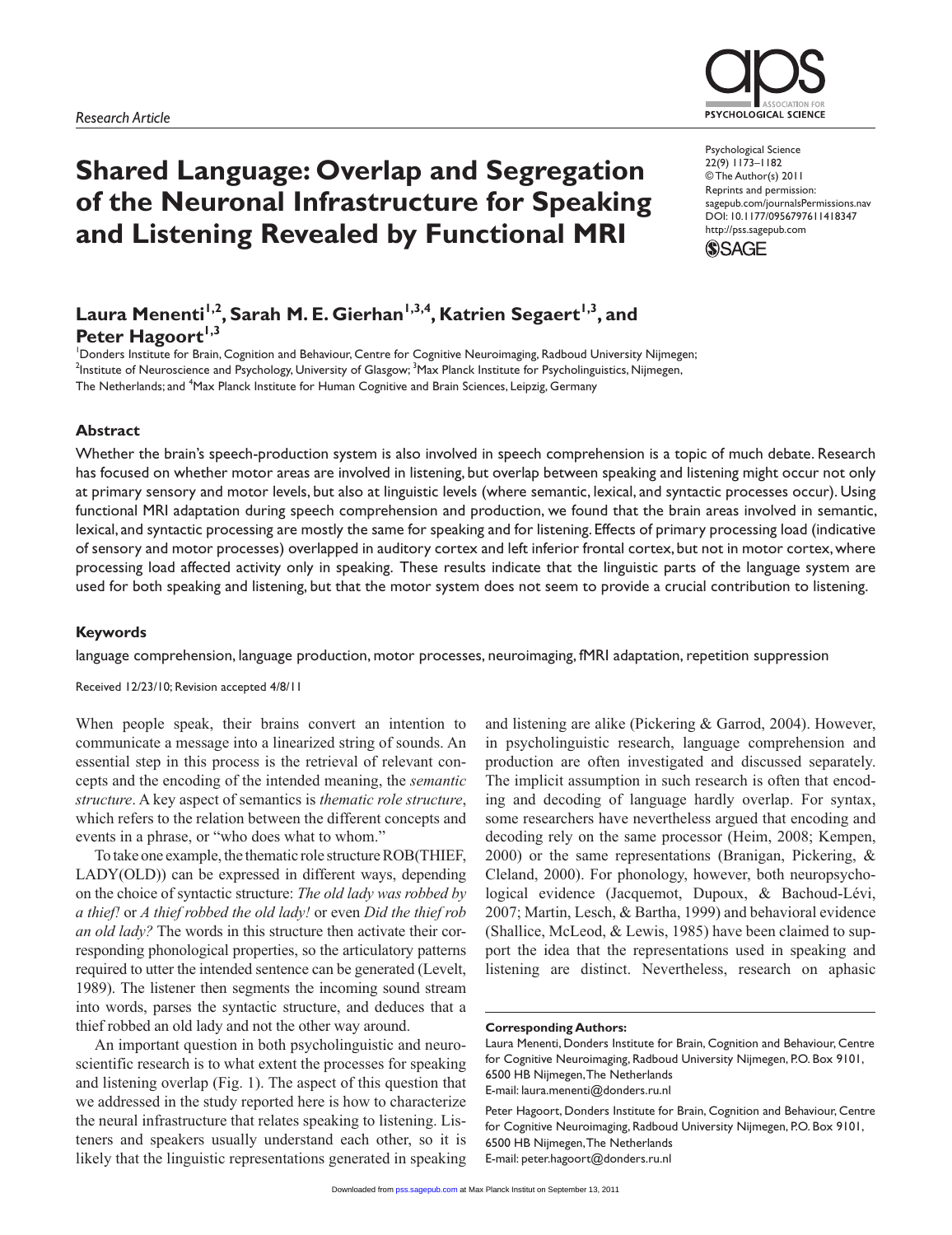Research Article

# Shared Language: Overlap and Segregation of the Neuronal Infrastructure for Speaking and Listening Revealed by Functional MRI

Psychological Science
22(9) 1173–1182
© The Author(s) 2011
Reprints and permission: sagepub.com/journalsPermissions.nav
DOI: 10.1177/0956797611418347
http://pss.sagepub.com

**Laura Menenti[1,2], Sarah M. E. Gierhan[1,3,4], Katrien Segaert[1,3], and Peter Hagoort[1,3]**

[1]Donders Institute for Brain, Cognition and Behaviour, Centre for Cognitive Neuroimaging, Radboud University Nijmegen; [2]Institute of Neuroscience and Psychology, University of Glasgow; [3]Max Planck Institute for Psycholinguistics, Nijmegen, The Netherlands; and [4]Max Planck Institute for Human Cognitive and Brain Sciences, Leipzig, Germany

## Abstract

Whether the brain's speech-production system is also involved in speech comprehension is a topic of much debate. Research has focused on whether motor areas are involved in listening, but overlap between speaking and listening might occur not only at primary sensory and motor levels, but also at linguistic levels (where semantic, lexical, and syntactic processes occur). Using functional MRI adaptation during speech comprehension and production, we found that the brain areas involved in semantic, lexical, and syntactic processing are mostly the same for speaking and for listening. Effects of primary processing load (indicative of sensory and motor processes) overlapped in auditory cortex and left inferior frontal cortex, but not in motor cortex, where processing load affected activity only in speaking. These results indicate that the linguistic parts of the language system are used for both speaking and listening, but that the motor system does not seem to provide a crucial contribution to listening.

## Keywords

language comprehension, language production, motor processes, neuroimaging, fMRI adaptation, repetition suppression

Received 12/23/10; Revision accepted 4/8/11

When people speak, their brains convert an intention to communicate a message into a linearized string of sounds. An essential step in this process is the retrieval of relevant concepts and the encoding of the intended meaning, the *semantic structure*. A key aspect of semantics is *thematic role structure*, which refers to the relation between the different concepts and events in a phrase, or "who does what to whom."

To take one example, the thematic role structure ROB(THIEF, LADY(OLD)) can be expressed in different ways, depending on the choice of syntactic structure: *The old lady was robbed by a thief!* or *A thief robbed the old lady!* or even *Did the thief rob an old lady?* The words in this structure then activate their corresponding phonological properties, so the articulatory patterns required to utter the intended sentence can be generated (Levelt, 1989). The listener then segments the incoming sound stream into words, parses the syntactic structure, and deduces that a thief robbed an old lady and not the other way around.

An important question in both psycholinguistic and neuroscientific research is to what extent the processes for speaking and listening overlap (Fig. 1). The aspect of this question that we addressed in the study reported here is how to characterize the neural infrastructure that relates speaking to listening. Listeners and speakers usually understand each other, so it is likely that the linguistic representations generated in speaking and listening are alike (Pickering & Garrod, 2004). However, in psycholinguistic research, language comprehension and production are often investigated and discussed separately. The implicit assumption in such research is often that encoding and decoding of language hardly overlap. For syntax, some researchers have nevertheless argued that encoding and decoding rely on the same processor (Heim, 2008; Kempen, 2000) or the same representations (Branigan, Pickering, & Cleland, 2000). For phonology, however, both neuropsychological evidence (Jacquemot, Dupoux, & Bachoud-Lévi, 2007; Martin, Lesch, & Bartha, 1999) and behavioral evidence (Shallice, McLeod, & Lewis, 1985) have been claimed to support the idea that the representations used in speaking and listening are distinct. Nevertheless, research on aphasic

**Corresponding Authors:**

Laura Menenti, Donders Institute for Brain, Cognition and Behaviour, Centre for Cognitive Neuroimaging, Radboud University Nijmegen, P.O. Box 9101, 6500 HB Nijmegen, The Netherlands
E-mail: laura.menenti@donders.ru.nl

Peter Hagoort, Donders Institute for Brain, Cognition and Behaviour, Centre for Cognitive Neuroimaging, Radboud University Nijmegen, P.O. Box 9101, 6500 HB Nijmegen, The Netherlands
E-mail: peter.hagoort@donders.ru.nl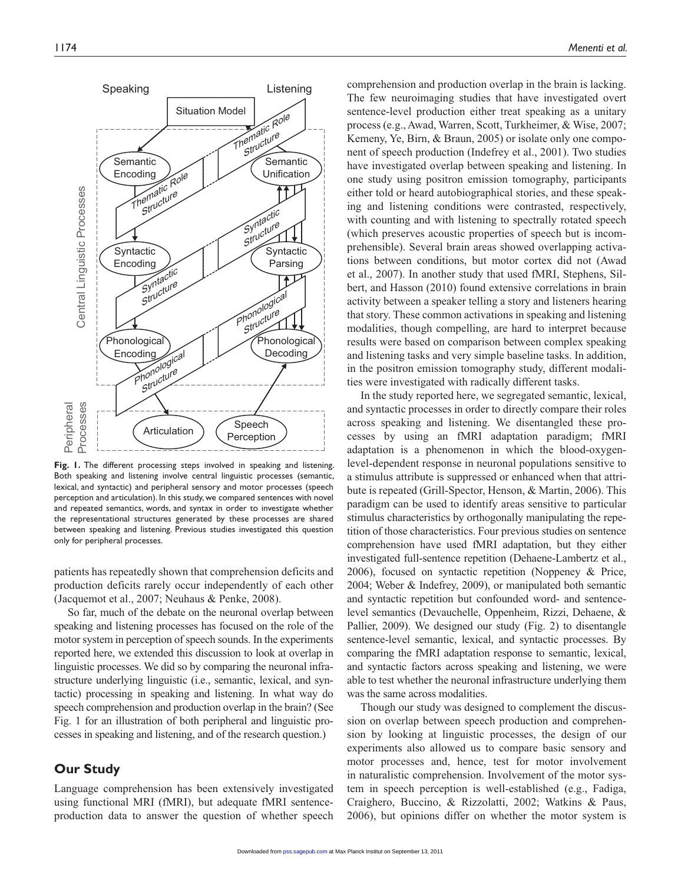Fig. 1. The different processing steps involved in speaking and listening. Both speaking and listening involve central linguistic processes (semantic, lexical, and syntactic) and peripheral sensory and motor processes (speech perception and articulation). In this study, we compared sentences with novel and repeated semantics, words, and syntax in order to investigate whether the representational structures generated by these processes are shared between speaking and listening. Previous studies investigated this question only for peripheral processes.

patients has repeatedly shown that comprehension deficits and production deficits rarely occur independently of each other (Jacquemot et al., 2007; Neuhaus & Penke, 2008).

So far, much of the debate on the neuronal overlap between speaking and listening processes has focused on the role of the motor system in perception of speech sounds. In the experiments reported here, we extended this discussion to look at overlap in linguistic processes. We did so by comparing the neuronal infrastructure underlying linguistic (i.e., semantic, lexical, and syntactic) processing in speaking and listening. In what way do speech comprehension and production overlap in the brain? (See Fig. 1 for an illustration of both peripheral and linguistic processes in speaking and listening, and of the research question.)

## Our Study

Language comprehension has been extensively investigated using functional MRI (fMRI), but adequate fMRI sentence-production data to answer the question of whether speech comprehension and production overlap in the brain is lacking. The few neuroimaging studies that have investigated overt sentence-level production either treat speaking as a unitary process (e.g., Awad, Warren, Scott, Turkheimer, & Wise, 2007; Kemeny, Ye, Birn, & Braun, 2005) or isolate only one component of speech production (Indefrey et al., 2001). Two studies have investigated overlap between speaking and listening. In one study using positron emission tomography, participants either told or heard autobiographical stories, and these speaking and listening conditions were contrasted, respectively, with counting and with listening to spectrally rotated speech (which preserves acoustic properties of speech but is incomprehensible). Several brain areas showed overlapping activations between conditions, but motor cortex did not (Awad et al., 2007). In another study that used fMRI, Stephens, Silbert, and Hasson (2010) found extensive correlations in brain activity between a speaker telling a story and listeners hearing that story. These common activations in speaking and listening modalities, though compelling, are hard to interpret because results were based on comparison between complex speaking and listening tasks and very simple baseline tasks. In addition, in the positron emission tomography study, different modalities were investigated with radically different tasks.

In the study reported here, we segregated semantic, lexical, and syntactic processes in order to directly compare their roles across speaking and listening. We disentangled these processes by using an fMRI adaptation paradigm; fMRI adaptation is a phenomenon in which the blood-oxygen-level-dependent response in neuronal populations sensitive to a stimulus attribute is suppressed or enhanced when that attribute is repeated (Grill-Spector, Henson, & Martin, 2006). This paradigm can be used to identify areas sensitive to particular stimulus characteristics by orthogonally manipulating the repetition of those characteristics. Four previous studies on sentence comprehension have used fMRI adaptation, but they either investigated full-sentence repetition (Dehaene-Lambertz et al., 2006), focused on syntactic repetition (Noppeney & Price, 2004; Weber & Indefrey, 2009), or manipulated both semantic and syntactic repetition but confounded word- and sentence-level semantics (Devauchelle, Oppenheim, Rizzi, Dehaene, & Pallier, 2009). We designed our study (Fig. 2) to disentangle sentence-level semantic, lexical, and syntactic processes. By comparing the fMRI adaptation response to semantic, lexical, and syntactic factors across speaking and listening, we were able to test whether the neuronal infrastructure underlying them was the same across modalities.

Though our study was designed to complement the discussion on overlap between speech production and comprehension by looking at linguistic processes, the design of our experiments also allowed us to compare basic sensory and motor processes and, hence, test for motor involvement in naturalistic comprehension. Involvement of the motor system in speech perception is well-established (e.g., Fadiga, Craighero, Buccino, & Rizzolatti, 2002; Watkins & Paus, 2006), but opinions differ on whether the motor system is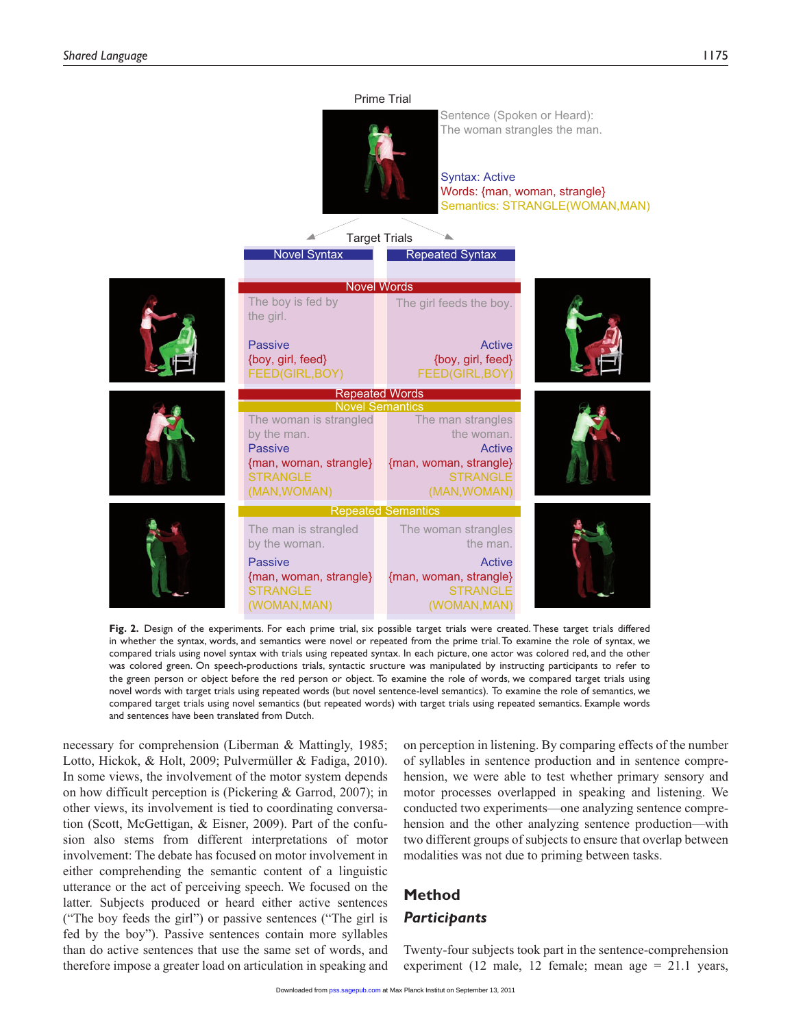**Fig. 2.** Design of the experiments. For each prime trial, six possible target trials were created. These target trials differed in whether the syntax, words, and semantics were novel or repeated from the prime trial. To examine the role of syntax, we compared trials using novel syntax with trials using repeated syntax. In each picture, one actor was colored red, and the other was colored green. On speech-productions trials, syntactic sructure was manipulated by instructing participants to refer to the green person or object before the red person or object. To examine the role of words, we compared target trials using novel words with target trials using repeated words (but novel sentence-level semantics). To examine the role of semantics, we compared target trials using novel semantics (but repeated words) with target trials using repeated semantics. Example words and sentences have been translated from Dutch.

necessary for comprehension (Liberman & Mattingly, 1985; Lotto, Hickok, & Holt, 2009; Pulvermüller & Fadiga, 2010). In some views, the involvement of the motor system depends on how difficult perception is (Pickering & Garrod, 2007); in other views, its involvement is tied to coordinating conversation (Scott, McGettigan, & Eisner, 2009). Part of the confusion also stems from different interpretations of motor involvement: The debate has focused on motor involvement in either comprehending the semantic content of a linguistic utterance or the act of perceiving speech. We focused on the latter. Subjects produced or heard either active sentences ("The boy feeds the girl") or passive sentences ("The girl is fed by the boy"). Passive sentences contain more syllables than do active sentences that use the same set of words, and therefore impose a greater load on articulation in speaking and on perception in listening. By comparing effects of the number of syllables in sentence production and in sentence comprehension, we were able to test whether primary sensory and motor processes overlapped in speaking and listening. We conducted two experiments—one analyzing sentence comprehension and the other analyzing sentence production—with two different groups of subjects to ensure that overlap between modalities was not due to priming between tasks.

## Method

### *Participants*

Twenty-four subjects took part in the sentence-comprehension experiment (12 male, 12 female; mean age = 21.1 years,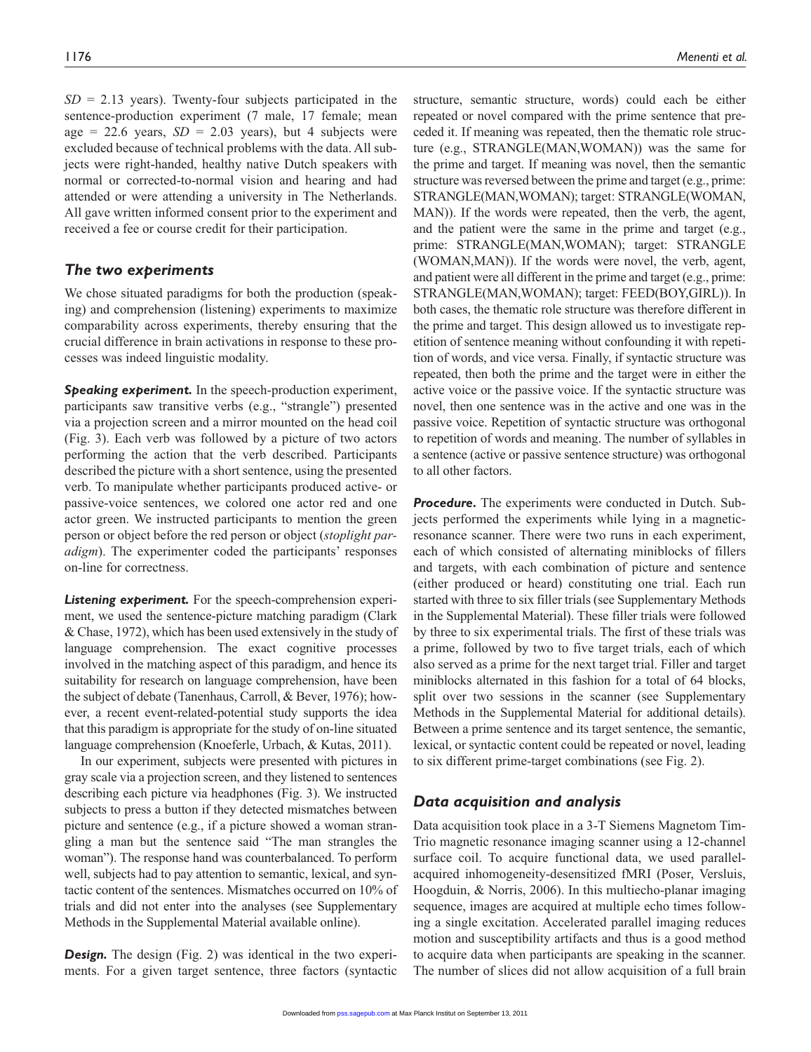$SD$ = 2.13 years). Twenty-four subjects participated in the sentence-production experiment (7 male, 17 female; mean age = 22.6 years, $SD$ = 2.03 years), but 4 subjects were excluded because of technical problems with the data. All subjects were right-handed, healthy native Dutch speakers with normal or corrected-to-normal vision and hearing and had attended or were attending a university in The Netherlands. All gave written informed consent prior to the experiment and received a fee or course credit for their participation.

## The two experiments

We chose situated paradigms for both the production (speaking) and comprehension (listening) experiments to maximize comparability across experiments, thereby ensuring that the crucial difference in brain activations in response to these processes was indeed linguistic modality.

***Speaking experiment.*** In the speech-production experiment, participants saw transitive verbs (e.g., "strangle") presented via a projection screen and a mirror mounted on the head coil (Fig. 3). Each verb was followed by a picture of two actors performing the action that the verb described. Participants described the picture with a short sentence, using the presented verb. To manipulate whether participants produced active- or passive-voice sentences, we colored one actor red and one actor green. We instructed participants to mention the green person or object before the red person or object (*stoplight paradigm*). The experimenter coded the participants' responses on-line for correctness.

***Listening experiment.*** For the speech-comprehension experiment, we used the sentence-picture matching paradigm (Clark & Chase, 1972), which has been used extensively in the study of language comprehension. The exact cognitive processes involved in the matching aspect of this paradigm, and hence its suitability for research on language comprehension, have been the subject of debate (Tanenhaus, Carroll, & Bever, 1976); however, a recent event-related-potential study supports the idea that this paradigm is appropriate for the study of on-line situated language comprehension (Knoeferle, Urbach, & Kutas, 2011).

In our experiment, subjects were presented with pictures in gray scale via a projection screen, and they listened to sentences describing each picture via headphones (Fig. 3). We instructed subjects to press a button if they detected mismatches between picture and sentence (e.g., if a picture showed a woman strangling a man but the sentence said "The man strangles the woman"). The response hand was counterbalanced. To perform well, subjects had to pay attention to semantic, lexical, and syntactic content of the sentences. Mismatches occurred on 10% of trials and did not enter into the analyses (see Supplementary Methods in the Supplemental Material available online).

***Design.*** The design (Fig. 2) was identical in the two experiments. For a given target sentence, three factors (syntactic structure, semantic structure, words) could each be either repeated or novel compared with the prime sentence that preceded it. If meaning was repeated, then the thematic role structure (e.g., STRANGLE(MAN,WOMAN)) was the same for the prime and target. If meaning was novel, then the semantic structure was reversed between the prime and target (e.g., prime: STRANGLE(MAN,WOMAN); target: STRANGLE(WOMAN, MAN)). If the words were repeated, then the verb, the agent, and the patient were the same in the prime and target (e.g., prime: STRANGLE(MAN,WOMAN); target: STRANGLE (WOMAN,MAN)). If the words were novel, the verb, agent, and patient were all different in the prime and target (e.g., prime: STRANGLE(MAN,WOMAN); target: FEED(BOY,GIRL)). In both cases, the thematic role structure was therefore different in the prime and target. This design allowed us to investigate repetition of sentence meaning without confounding it with repetition of words, and vice versa. Finally, if syntactic structure was repeated, then both the prime and the target were in either the active voice or the passive voice. If the syntactic structure was novel, then one sentence was in the active and one was in the passive voice. Repetition of syntactic structure was orthogonal to repetition of words and meaning. The number of syllables in a sentence (active or passive sentence structure) was orthogonal to all other factors.

***Procedure.*** The experiments were conducted in Dutch. Subjects performed the experiments while lying in a magnetic-resonance scanner. There were two runs in each experiment, each of which consisted of alternating miniblocks of fillers and targets, with each combination of picture and sentence (either produced or heard) constituting one trial. Each run started with three to six filler trials (see Supplementary Methods in the Supplemental Material). These filler trials were followed by three to six experimental trials. The first of these trials was a prime, followed by two to five target trials, each of which also served as a prime for the next target trial. Filler and target miniblocks alternated in this fashion for a total of 64 blocks, split over two sessions in the scanner (see Supplementary Methods in the Supplemental Material for additional details). Between a prime sentence and its target sentence, the semantic, lexical, or syntactic content could be repeated or novel, leading to six different prime-target combinations (see Fig. 2).

## Data acquisition and analysis

Data acquisition took place in a 3-T Siemens Magnetom Tim-Trio magnetic resonance imaging scanner using a 12-channel surface coil. To acquire functional data, we used parallel-acquired inhomogeneity-desensitized fMRI (Poser, Versluis, Hoogduin, & Norris, 2006). In this multiecho-planar imaging sequence, images are acquired at multiple echo times following a single excitation. Accelerated parallel imaging reduces motion and susceptibility artifacts and thus is a good method to acquire data when participants are speaking in the scanner. The number of slices did not allow acquisition of a full brain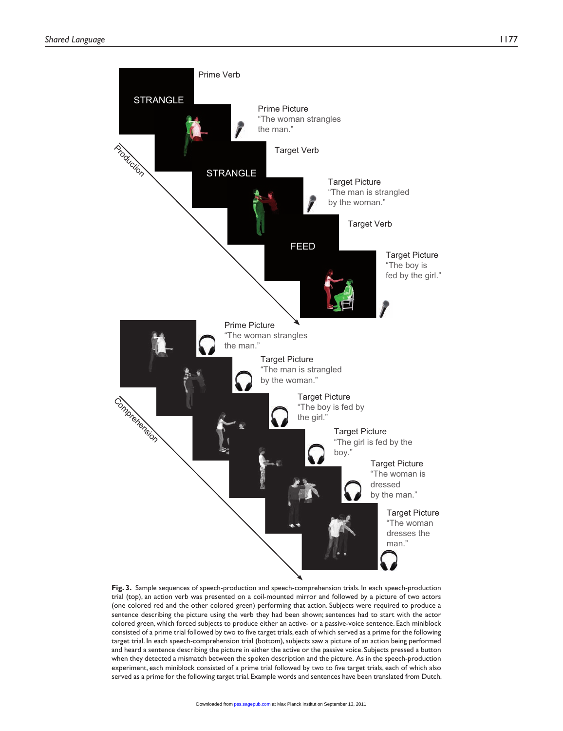Prime Verb

STRANGLE

Prime Picture
"The woman strangles the man."

Target Verb

STRANGLE

Target Picture
"The man is strangled by the woman."

Target Verb

FEED

Target Picture
"The boy is fed by the girl."

Production

Prime Picture
"The woman strangles the man."

Target Picture
"The man is strangled by the woman."

Target Picture
"The boy is fed by the girl."

Target Picture
"The girl is fed by the boy."

Target Picture
"The woman is dressed by the man."

Target Picture
"The woman dresses the man."

Comprehension

**Fig. 3.** Sample sequences of speech-production and speech-comprehension trials. In each speech-production trial (top), an action verb was presented on a coil-mounted mirror and followed by a picture of two actors (one colored red and the other colored green) performing that action. Subjects were required to produce a sentence describing the picture using the verb they had been shown; sentences had to start with the actor colored green, which forced subjects to produce either an active- or a passive-voice sentence. Each miniblock consisted of a prime trial followed by two to five target trials, each of which served as a prime for the following target trial. In each speech-comprehension trial (bottom), subjects saw a picture of an action being performed and heard a sentence describing the picture in either the active or the passive voice. Subjects pressed a button when they detected a mismatch between the spoken description and the picture. As in the speech-production experiment, each miniblock consisted of a prime trial followed by two to five target trials, each of which also served as a prime for the following target trial. Example words and sentences have been translated from Dutch.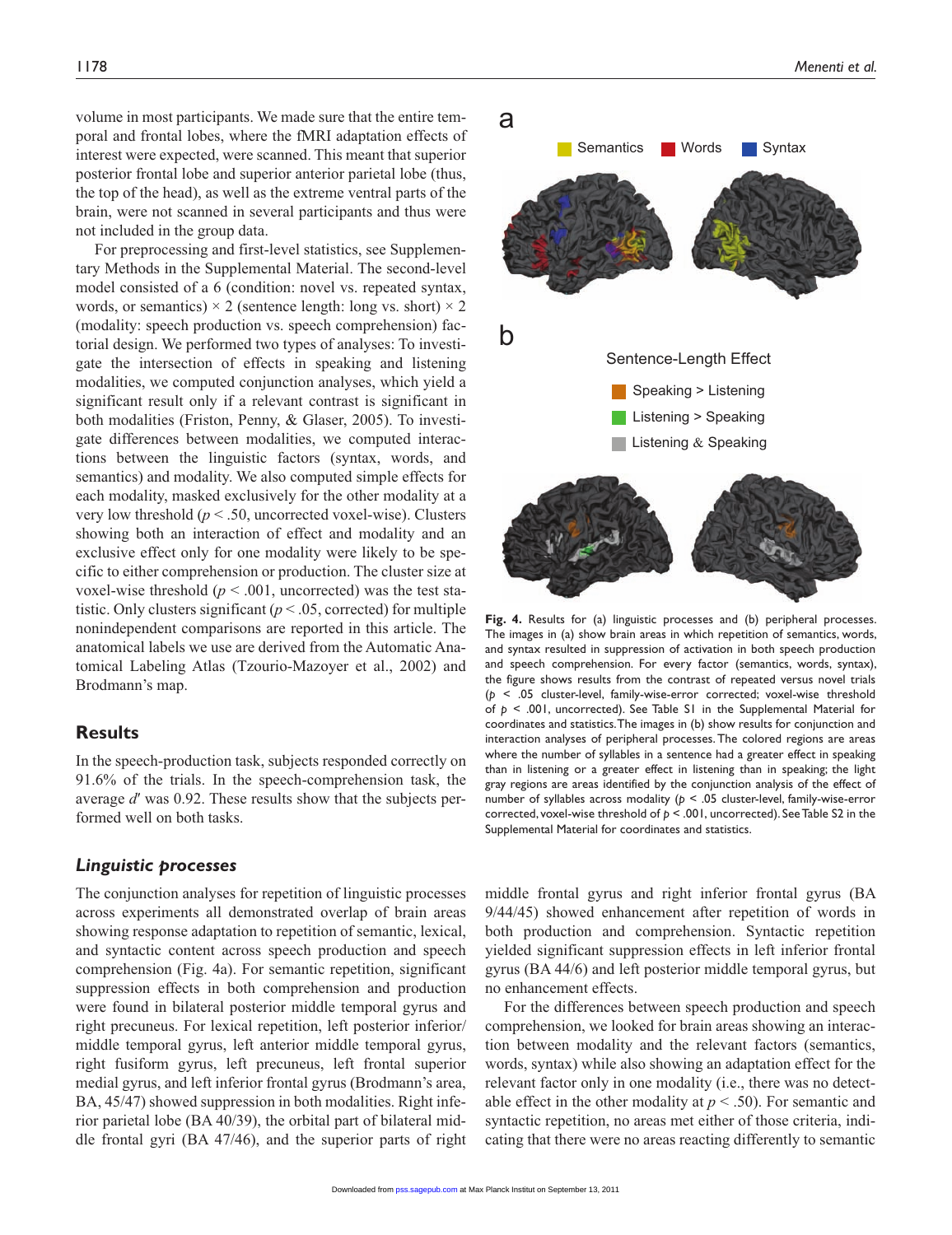volume in most participants. We made sure that the entire temporal and frontal lobes, where the fMRI adaptation effects of interest were expected, were scanned. This meant that superior posterior frontal lobe and superior anterior parietal lobe (thus, the top of the head), as well as the extreme ventral parts of the brain, were not scanned in several participants and thus were not included in the group data.

For preprocessing and first-level statistics, see Supplementary Methods in the Supplemental Material. The second-level model consisted of a 6 (condition: novel vs. repeated syntax, words, or semantics) × 2 (sentence length: long vs. short) × 2 (modality: speech production vs. speech comprehension) factorial design. We performed two types of analyses: To investigate the intersection of effects in speaking and listening modalities, we computed conjunction analyses, which yield a significant result only if a relevant contrast is significant in both modalities (Friston, Penny, & Glaser, 2005). To investigate differences between modalities, we computed interactions between the linguistic factors (syntax, words, and semantics) and modality. We also computed simple effects for each modality, masked exclusively for the other modality at a very low threshold ($p < .50$, uncorrected voxel-wise). Clusters showing both an interaction of effect and modality and an exclusive effect only for one modality were likely to be specific to either comprehension or production. The cluster size at voxel-wise threshold ($p < .001$, uncorrected) was the test statistic. Only clusters significant ($p < .05$, corrected) for multiple nonindependent comparisons are reported in this article. The anatomical labels we use are derived from the Automatic Anatomical Labeling Atlas (Tzourio-Mazoyer et al., 2002) and Brodmann's map.

## Results

In the speech-production task, subjects responded correctly on 91.6% of the trials. In the speech-comprehension task, the average $d'$ was 0.92. These results show that the subjects performed well on both tasks.

### *Linguistic processes*

The conjunction analyses for repetition of linguistic processes across experiments all demonstrated overlap of brain areas showing response adaptation to repetition of semantic, lexical, and syntactic content across speech production and speech comprehension (Fig. 4a). For semantic repetition, significant suppression effects in both comprehension and production were found in bilateral posterior middle temporal gyrus and right precuneus. For lexical repetition, left posterior inferior/middle temporal gyrus, left anterior middle temporal gyrus, right fusiform gyrus, left precuneus, left frontal superior medial gyrus, and left inferior frontal gyrus (Brodmann's area, BA, 45/47) showed suppression in both modalities. Right inferior parietal lobe (BA 40/39), the orbital part of bilateral middle frontal gyri (BA 47/46), and the superior parts of right middle frontal gyrus and right inferior frontal gyrus (BA 9/44/45) showed enhancement after repetition of words in both production and comprehension. Syntactic repetition yielded significant suppression effects in left inferior frontal gyrus (BA 44/6) and left posterior middle temporal gyrus, but no enhancement effects.

**Fig. 4.** Results for (a) linguistic processes and (b) peripheral processes. The images in (a) show brain areas in which repetition of semantics, words, and syntax resulted in suppression of activation in both speech production and speech comprehension. For every factor (semantics, words, syntax), the figure shows results from the contrast of repeated versus novel trials ($p < .05$ cluster-level, family-wise-error corrected; voxel-wise threshold of $p < .001$, uncorrected). See Table S1 in the Supplemental Material for coordinates and statistics. The images in (b) show results for conjunction and interaction analyses of peripheral processes. The colored regions are areas where the number of syllables in a sentence had a greater effect in speaking than in listening or a greater effect in listening than in speaking; the light gray regions are areas identified by the conjunction analysis of the effect of number of syllables across modality ($p < .05$ cluster-level, family-wise-error corrected, voxel-wise threshold of $p < .001$, uncorrected). See Table S2 in the Supplemental Material for coordinates and statistics.

For the differences between speech production and speech comprehension, we looked for brain areas showing an interaction between modality and the relevant factors (semantics, words, syntax) while also showing an adaptation effect for the relevant factor only in one modality (i.e., there was no detectable effect in the other modality at $p < .50$). For semantic and syntactic repetition, no areas met either of those criteria, indicating that there were no areas reacting differently to semantic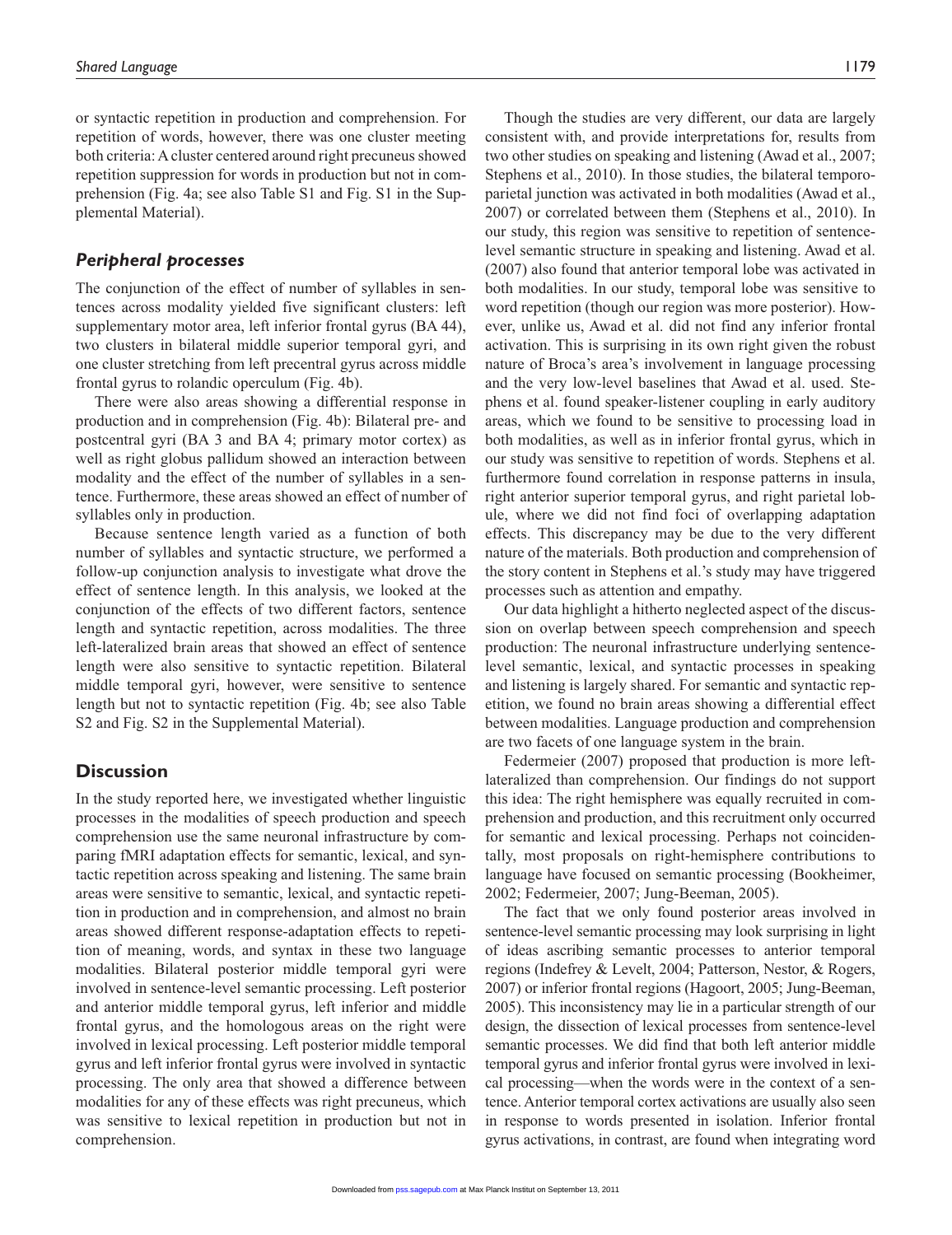or syntactic repetition in production and comprehension. For repetition of words, however, there was one cluster meeting both criteria: A cluster centered around right precuneus showed repetition suppression for words in production but not in comprehension (Fig. 4a; see also Table S1 and Fig. S1 in the Supplemental Material).

### *Peripheral processes*

The conjunction of the effect of number of syllables in sentences across modality yielded five significant clusters: left supplementary motor area, left inferior frontal gyrus (BA 44), two clusters in bilateral middle superior temporal gyri, and one cluster stretching from left precentral gyrus across middle frontal gyrus to rolandic operculum (Fig. 4b).

There were also areas showing a differential response in production and in comprehension (Fig. 4b): Bilateral pre- and postcentral gyri (BA 3 and BA 4; primary motor cortex) as well as right globus pallidum showed an interaction between modality and the effect of the number of syllables in a sentence. Furthermore, these areas showed an effect of number of syllables only in production.

Because sentence length varied as a function of both number of syllables and syntactic structure, we performed a follow-up conjunction analysis to investigate what drove the effect of sentence length. In this analysis, we looked at the conjunction of the effects of two different factors, sentence length and syntactic repetition, across modalities. The three left-lateralized brain areas that showed an effect of sentence length were also sensitive to syntactic repetition. Bilateral middle temporal gyri, however, were sensitive to sentence length but not to syntactic repetition (Fig. 4b; see also Table S2 and Fig. S2 in the Supplemental Material).

## Discussion

In the study reported here, we investigated whether linguistic processes in the modalities of speech production and speech comprehension use the same neuronal infrastructure by comparing fMRI adaptation effects for semantic, lexical, and syntactic repetition across speaking and listening. The same brain areas were sensitive to semantic, lexical, and syntactic repetition in production and in comprehension, and almost no brain areas showed different response-adaptation effects to repetition of meaning, words, and syntax in these two language modalities. Bilateral posterior middle temporal gyri were involved in sentence-level semantic processing. Left posterior and anterior middle temporal gyrus, left inferior and middle frontal gyrus, and the homologous areas on the right were involved in lexical processing. Left posterior middle temporal gyrus and left inferior frontal gyrus were involved in syntactic processing. The only area that showed a difference between modalities for any of these effects was right precuneus, which was sensitive to lexical repetition in production but not in comprehension.

Though the studies are very different, our data are largely consistent with, and provide interpretations for, results from two other studies on speaking and listening (Awad et al., 2007; Stephens et al., 2010). In those studies, the bilateral temporoparietal junction was activated in both modalities (Awad et al., 2007) or correlated between them (Stephens et al., 2010). In our study, this region was sensitive to repetition of sentence-level semantic structure in speaking and listening. Awad et al. (2007) also found that anterior temporal lobe was activated in both modalities. In our study, temporal lobe was sensitive to word repetition (though our region was more posterior). However, unlike us, Awad et al. did not find any inferior frontal activation. This is surprising in its own right given the robust nature of Broca's area's involvement in language processing and the very low-level baselines that Awad et al. used. Stephens et al. found speaker-listener coupling in early auditory areas, which we found to be sensitive to processing load in both modalities, as well as in inferior frontal gyrus, which in our study was sensitive to repetition of words. Stephens et al. furthermore found correlation in response patterns in insula, right anterior superior temporal gyrus, and right parietal lobule, where we did not find foci of overlapping adaptation effects. This discrepancy may be due to the very different nature of the materials. Both production and comprehension of the story content in Stephens et al.'s study may have triggered processes such as attention and empathy.

Our data highlight a hitherto neglected aspect of the discussion on overlap between speech comprehension and speech production: The neuronal infrastructure underlying sentence-level semantic, lexical, and syntactic processes in speaking and listening is largely shared. For semantic and syntactic repetition, we found no brain areas showing a differential effect between modalities. Language production and comprehension are two facets of one language system in the brain.

Federmeier (2007) proposed that production is more left-lateralized than comprehension. Our findings do not support this idea: The right hemisphere was equally recruited in comprehension and production, and this recruitment only occurred for semantic and lexical processing. Perhaps not coincidentally, most proposals on right-hemisphere contributions to language have focused on semantic processing (Bookheimer, 2002; Federmeier, 2007; Jung-Beeman, 2005).

The fact that we only found posterior areas involved in sentence-level semantic processing may look surprising in light of ideas ascribing semantic processes to anterior temporal regions (Indefrey & Levelt, 2004; Patterson, Nestor, & Rogers, 2007) or inferior frontal regions (Hagoort, 2005; Jung-Beeman, 2005). This inconsistency may lie in a particular strength of our design, the dissection of lexical processes from sentence-level semantic processes. We did find that both left anterior middle temporal gyrus and inferior frontal gyrus were involved in lexical processing—when the words were in the context of a sentence. Anterior temporal cortex activations are usually also seen in response to words presented in isolation. Inferior frontal gyrus activations, in contrast, are found when integrating word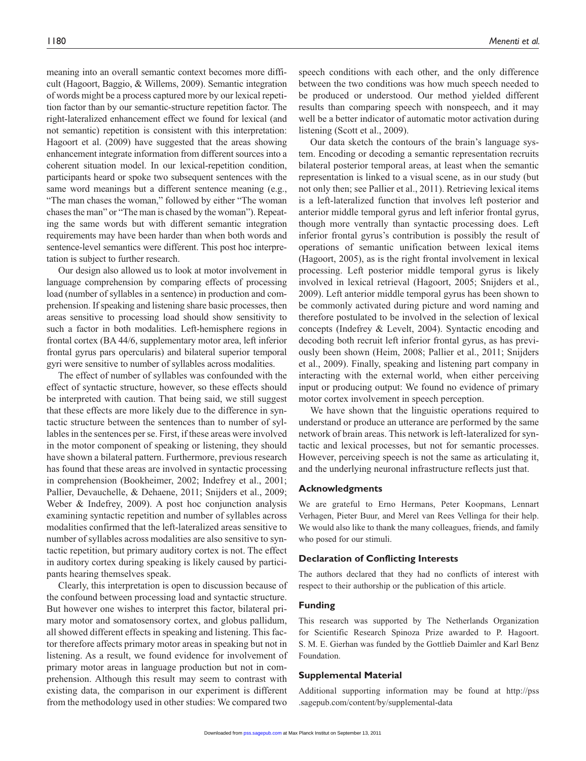meaning into an overall semantic context becomes more difficult (Hagoort, Baggio, & Willems, 2009). Semantic integration of words might be a process captured more by our lexical repetition factor than by our semantic-structure repetition factor. The right-lateralized enhancement effect we found for lexical (and not semantic) repetition is consistent with this interpretation: Hagoort et al. (2009) have suggested that the areas showing enhancement integrate information from different sources into a coherent situation model. In our lexical-repetition condition, participants heard or spoke two subsequent sentences with the same word meanings but a different sentence meaning (e.g., "The man chases the woman," followed by either "The woman chases the man" or "The man is chased by the woman"). Repeating the same words but with different semantic integration requirements may have been harder than when both words and sentence-level semantics were different. This post hoc interpretation is subject to further research.

Our design also allowed us to look at motor involvement in language comprehension by comparing effects of processing load (number of syllables in a sentence) in production and comprehension. If speaking and listening share basic processes, then areas sensitive to processing load should show sensitivity to such a factor in both modalities. Left-hemisphere regions in frontal cortex (BA 44/6, supplementary motor area, left inferior frontal gyrus pars opercularis) and bilateral superior temporal gyri were sensitive to number of syllables across modalities.

The effect of number of syllables was confounded with the effect of syntactic structure, however, so these effects should be interpreted with caution. That being said, we still suggest that these effects are more likely due to the difference in syntactic structure between the sentences than to number of syllables in the sentences per se. First, if these areas were involved in the motor component of speaking or listening, they should have shown a bilateral pattern. Furthermore, previous research has found that these areas are involved in syntactic processing in comprehension (Bookheimer, 2002; Indefrey et al., 2001; Pallier, Devauchelle, & Dehaene, 2011; Snijders et al., 2009; Weber & Indefrey, 2009). A post hoc conjunction analysis examining syntactic repetition and number of syllables across modalities confirmed that the left-lateralized areas sensitive to number of syllables across modalities are also sensitive to syntactic repetition, but primary auditory cortex is not. The effect in auditory cortex during speaking is likely caused by participants hearing themselves speak.

Clearly, this interpretation is open to discussion because of the confound between processing load and syntactic structure. But however one wishes to interpret this factor, bilateral primary motor and somatosensory cortex, and globus pallidum, all showed different effects in speaking and listening. This factor therefore affects primary motor areas in speaking but not in listening. As a result, we found evidence for involvement of primary motor areas in language production but not in comprehension. Although this result may seem to contrast with existing data, the comparison in our experiment is different from the methodology used in other studies: We compared two speech conditions with each other, and the only difference between the two conditions was how much speech needed to be produced or understood. Our method yielded different results than comparing speech with nonspeech, and it may well be a better indicator of automatic motor activation during listening (Scott et al., 2009).

Our data sketch the contours of the brain's language system. Encoding or decoding a semantic representation recruits bilateral posterior temporal areas, at least when the semantic representation is linked to a visual scene, as in our study (but not only then; see Pallier et al., 2011). Retrieving lexical items is a left-lateralized function that involves left posterior and anterior middle temporal gyrus and left inferior frontal gyrus, though more ventrally than syntactic processing does. Left inferior frontal gyrus's contribution is possibly the result of operations of semantic unification between lexical items (Hagoort, 2005), as is the right frontal involvement in lexical processing. Left posterior middle temporal gyrus is likely involved in lexical retrieval (Hagoort, 2005; Snijders et al., 2009). Left anterior middle temporal gyrus has been shown to be commonly activated during picture and word naming and therefore postulated to be involved in the selection of lexical concepts (Indefrey & Levelt, 2004). Syntactic encoding and decoding both recruit left inferior frontal gyrus, as has previously been shown (Heim, 2008; Pallier et al., 2011; Snijders et al., 2009). Finally, speaking and listening part company in interacting with the external world, when either perceiving input or producing output: We found no evidence of primary motor cortex involvement in speech perception.

We have shown that the linguistic operations required to understand or produce an utterance are performed by the same network of brain areas. This network is left-lateralized for syntactic and lexical processes, but not for semantic processes. However, perceiving speech is not the same as articulating it, and the underlying neuronal infrastructure reflects just that.

## Acknowledgments

We are grateful to Erno Hermans, Peter Koopmans, Lennart Verhagen, Pieter Buur, and Merel van Rees Vellinga for their help. We would also like to thank the many colleagues, friends, and family who posed for our stimuli.

## Declaration of Conflicting Interests

The authors declared that they had no conflicts of interest with respect to their authorship or the publication of this article.

## Funding

This research was supported by The Netherlands Organization for Scientific Research Spinoza Prize awarded to P. Hagoort. S. M. E. Gierhan was funded by the Gottlieb Daimler and Karl Benz Foundation.

## Supplemental Material

Additional supporting information may be found at http://pss.sagepub.com/content/by/supplemental-data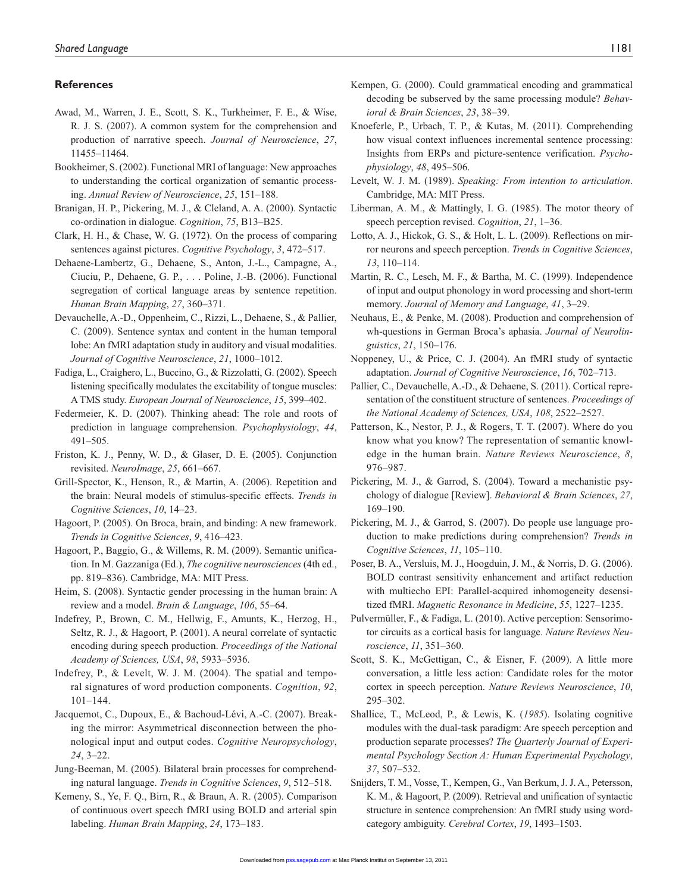## References

Awad, M., Warren, J. E., Scott, S. K., Turkheimer, F. E., & Wise, R. J. S. (2007). A common system for the comprehension and production of narrative speech. *Journal of Neuroscience*, *27*, 11455–11464.

Bookheimer, S. (2002). Functional MRI of language: New approaches to understanding the cortical organization of semantic processing. *Annual Review of Neuroscience*, *25*, 151–188.

Branigan, H. P., Pickering, M. J., & Cleland, A. A. (2000). Syntactic co-ordination in dialogue. *Cognition*, *75*, B13–B25.

Clark, H. H., & Chase, W. G. (1972). On the process of comparing sentences against pictures. *Cognitive Psychology*, *3*, 472–517.

Dehaene-Lambertz, G., Dehaene, S., Anton, J.-L., Campagne, A., Ciuciu, P., Dehaene, G. P., . . . Poline, J.-B. (2006). Functional segregation of cortical language areas by sentence repetition. *Human Brain Mapping*, *27*, 360–371.

Devauchelle, A.-D., Oppenheim, C., Rizzi, L., Dehaene, S., & Pallier, C. (2009). Sentence syntax and content in the human temporal lobe: An fMRI adaptation study in auditory and visual modalities. *Journal of Cognitive Neuroscience*, *21*, 1000–1012.

Fadiga, L., Craighero, L., Buccino, G., & Rizzolatti, G. (2002). Speech listening specifically modulates the excitability of tongue muscles: A TMS study. *European Journal of Neuroscience*, *15*, 399–402.

Federmeier, K. D. (2007). Thinking ahead: The role and roots of prediction in language comprehension. *Psychophysiology*, *44*, 491–505.

Friston, K. J., Penny, W. D., & Glaser, D. E. (2005). Conjunction revisited. *NeuroImage*, *25*, 661–667.

Grill-Spector, K., Henson, R., & Martin, A. (2006). Repetition and the brain: Neural models of stimulus-specific effects. *Trends in Cognitive Sciences*, *10*, 14–23.

Hagoort, P. (2005). On Broca, brain, and binding: A new framework. *Trends in Cognitive Sciences*, *9*, 416–423.

Hagoort, P., Baggio, G., & Willems, R. M. (2009). Semantic unification. In M. Gazzaniga (Ed.), *The cognitive neurosciences* (4th ed., pp. 819–836). Cambridge, MA: MIT Press.

Heim, S. (2008). Syntactic gender processing in the human brain: A review and a model. *Brain & Language*, *106*, 55–64.

Indefrey, P., Brown, C. M., Hellwig, F., Amunts, K., Herzog, H., Seltz, R. J., & Hagoort, P. (2001). A neural correlate of syntactic encoding during speech production. *Proceedings of the National Academy of Sciences, USA*, *98*, 5933–5936.

Indefrey, P., & Levelt, W. J. M. (2004). The spatial and temporal signatures of word production components. *Cognition*, *92*, 101–144.

Jacquemot, C., Dupoux, E., & Bachoud-Lévi, A.-C. (2007). Breaking the mirror: Asymmetrical disconnection between the phonological input and output codes. *Cognitive Neuropsychology*, *24*, 3–22.

Jung-Beeman, M. (2005). Bilateral brain processes for comprehending natural language. *Trends in Cognitive Sciences*, *9*, 512–518.

Kemeny, S., Ye, F. Q., Birn, R., & Braun, A. R. (2005). Comparison of continuous overt speech fMRI using BOLD and arterial spin labeling. *Human Brain Mapping*, *24*, 173–183.

Kempen, G. (2000). Could grammatical encoding and grammatical decoding be subserved by the same processing module? *Behavioral & Brain Sciences*, *23*, 38–39.

Knoeferle, P., Urbach, T. P., & Kutas, M. (2011). Comprehending how visual context influences incremental sentence processing: Insights from ERPs and picture-sentence verification. *Psychophysiology*, *48*, 495–506.

Levelt, W. J. M. (1989). *Speaking: From intention to articulation*. Cambridge, MA: MIT Press.

Liberman, A. M., & Mattingly, I. G. (1985). The motor theory of speech perception revised. *Cognition*, *21*, 1–36.

Lotto, A. J., Hickok, G. S., & Holt, L. L. (2009). Reflections on mirror neurons and speech perception. *Trends in Cognitive Sciences*, *13*, 110–114.

Martin, R. C., Lesch, M. F., & Bartha, M. C. (1999). Independence of input and output phonology in word processing and short-term memory. *Journal of Memory and Language*, *41*, 3–29.

Neuhaus, E., & Penke, M. (2008). Production and comprehension of wh-questions in German Broca's aphasia. *Journal of Neurolinguistics*, *21*, 150–176.

Noppeney, U., & Price, C. J. (2004). An fMRI study of syntactic adaptation. *Journal of Cognitive Neuroscience*, *16*, 702–713.

Pallier, C., Devauchelle, A.-D., & Dehaene, S. (2011). Cortical representation of the constituent structure of sentences. *Proceedings of the National Academy of Sciences, USA*, *108*, 2522–2527.

Patterson, K., Nestor, P. J., & Rogers, T. T. (2007). Where do you know what you know? The representation of semantic knowledge in the human brain. *Nature Reviews Neuroscience*, *8*, 976–987.

Pickering, M. J., & Garrod, S. (2004). Toward a mechanistic psychology of dialogue [Review]. *Behavioral & Brain Sciences*, *27*, 169–190.

Pickering, M. J., & Garrod, S. (2007). Do people use language production to make predictions during comprehension? *Trends in Cognitive Sciences*, *11*, 105–110.

Poser, B. A., Versluis, M. J., Hoogduin, J. M., & Norris, D. G. (2006). BOLD contrast sensitivity enhancement and artifact reduction with multiecho EPI: Parallel-acquired inhomogeneity desensitized fMRI. *Magnetic Resonance in Medicine*, *55*, 1227–1235.

Pulvermüller, F., & Fadiga, L. (2010). Active perception: Sensorimotor circuits as a cortical basis for language. *Nature Reviews Neuroscience*, *11*, 351–360.

Scott, S. K., McGettigan, C., & Eisner, F. (2009). A little more conversation, a little less action: Candidate roles for the motor cortex in speech perception. *Nature Reviews Neuroscience*, *10*, 295–302.

Shallice, T., McLeod, P., & Lewis, K. (*1985*). Isolating cognitive modules with the dual-task paradigm: Are speech perception and production separate processes? *The Quarterly Journal of Experimental Psychology Section A: Human Experimental Psychology*, *37*, 507–532.

Snijders, T. M., Vosse, T., Kempen, G., Van Berkum, J. J. A., Petersson, K. M., & Hagoort, P. (2009). Retrieval and unification of syntactic structure in sentence comprehension: An fMRI study using word-category ambiguity. *Cerebral Cortex*, *19*, 1493–1503.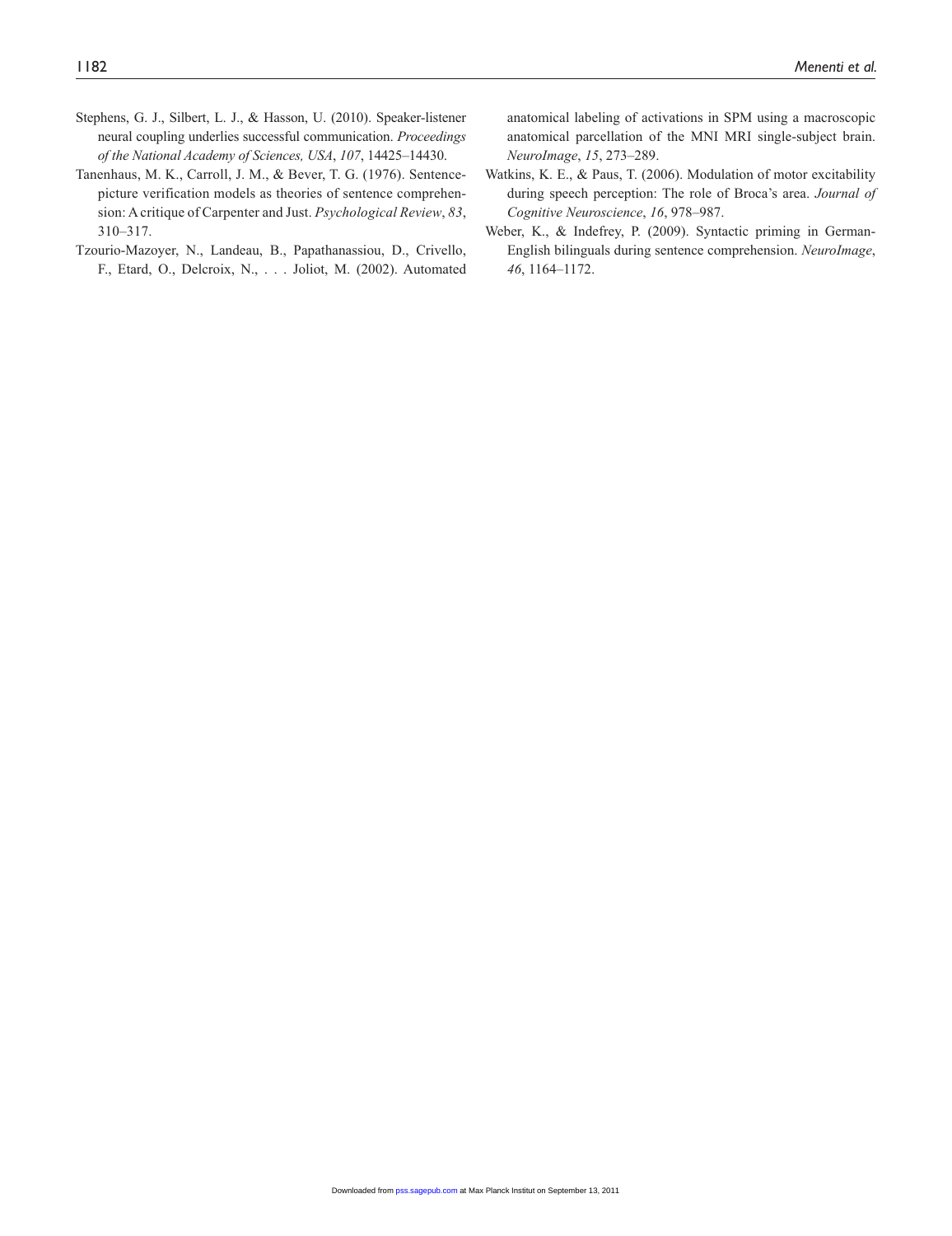Stephens, G. J., Silbert, L. J., & Hasson, U. (2010). Speaker-listener neural coupling underlies successful communication. *Proceedings of the National Academy of Sciences, USA*, *107*, 14425–14430.

Tanenhaus, M. K., Carroll, J. M., & Bever, T. G. (1976). Sentence-picture verification models as theories of sentence comprehension: A critique of Carpenter and Just. *Psychological Review*, *83*, 310–317.

Tzourio-Mazoyer, N., Landeau, B., Papathanassiou, D., Crivello, F., Etard, O., Delcroix, N., . . . Joliot, M. (2002). Automated anatomical labeling of activations in SPM using a macroscopic anatomical parcellation of the MNI MRI single-subject brain. *NeuroImage*, *15*, 273–289.

Watkins, K. E., & Paus, T. (2006). Modulation of motor excitability during speech perception: The role of Broca's area. *Journal of Cognitive Neuroscience*, *16*, 978–987.

Weber, K., & Indefrey, P. (2009). Syntactic priming in German-English bilinguals during sentence comprehension. *NeuroImage*, *46*, 1164–1172.